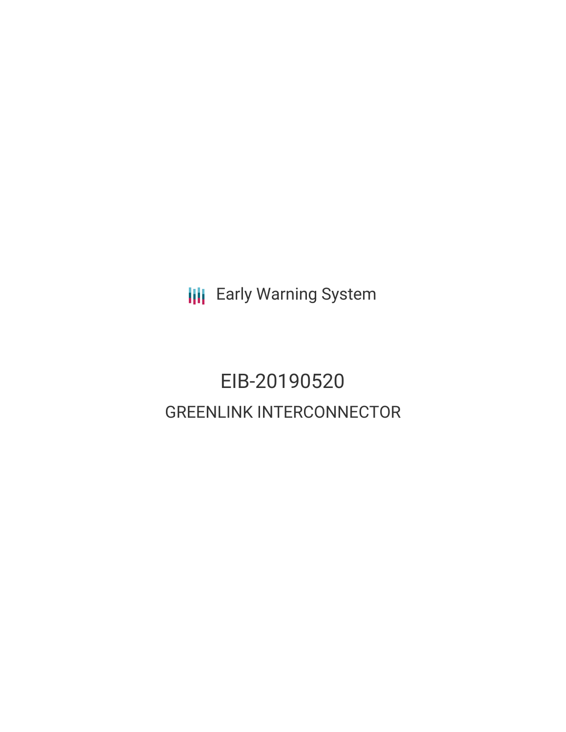Early Warning System

# EIB-20190520

## GREENLINK INTERCONNECTOR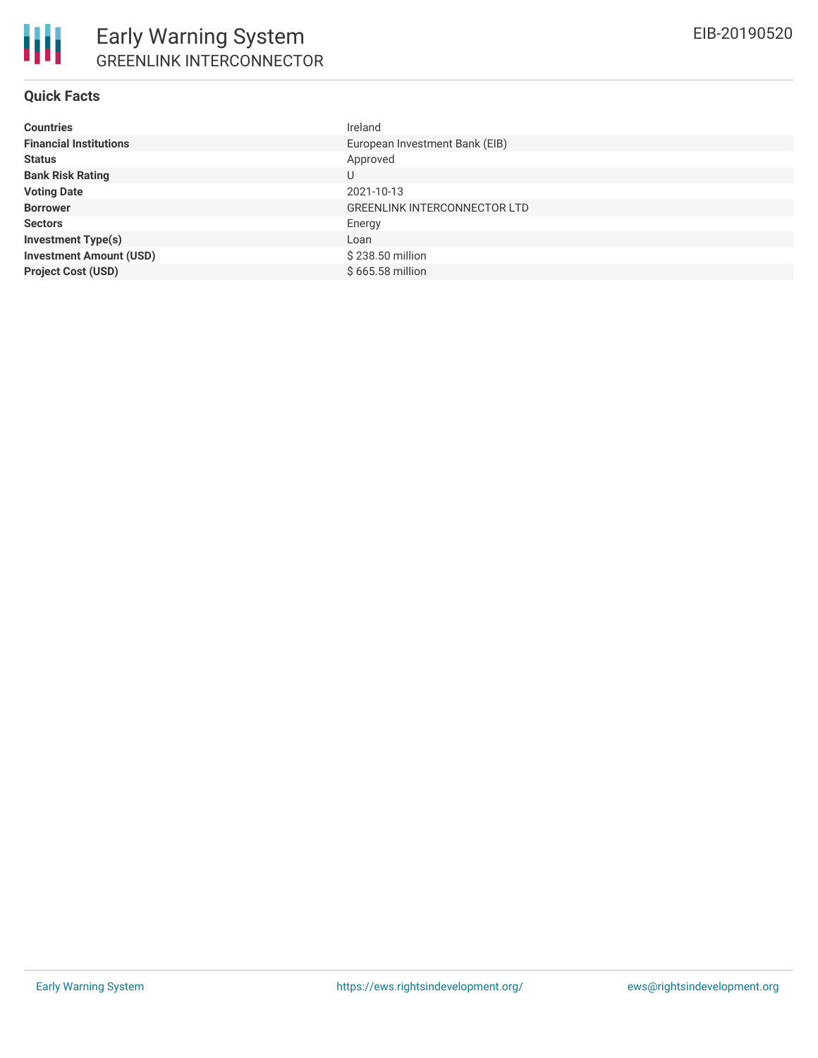## Quick Facts

| | |
|---|---|
| **Countries** | Ireland |
| **Financial Institutions** | European Investment Bank (EIB) |
| **Status** | Approved |
| **Bank Risk Rating** | U |
| **Voting Date** | 2021-10-13 |
| **Borrower** | GREENLINK INTERCONNECTOR LTD |
| **Sectors** | Energy |
| **Investment Type(s)** | Loan |
| **Investment Amount (USD)** | $ 238.50 million |
| **Project Cost (USD)** | $ 665.58 million |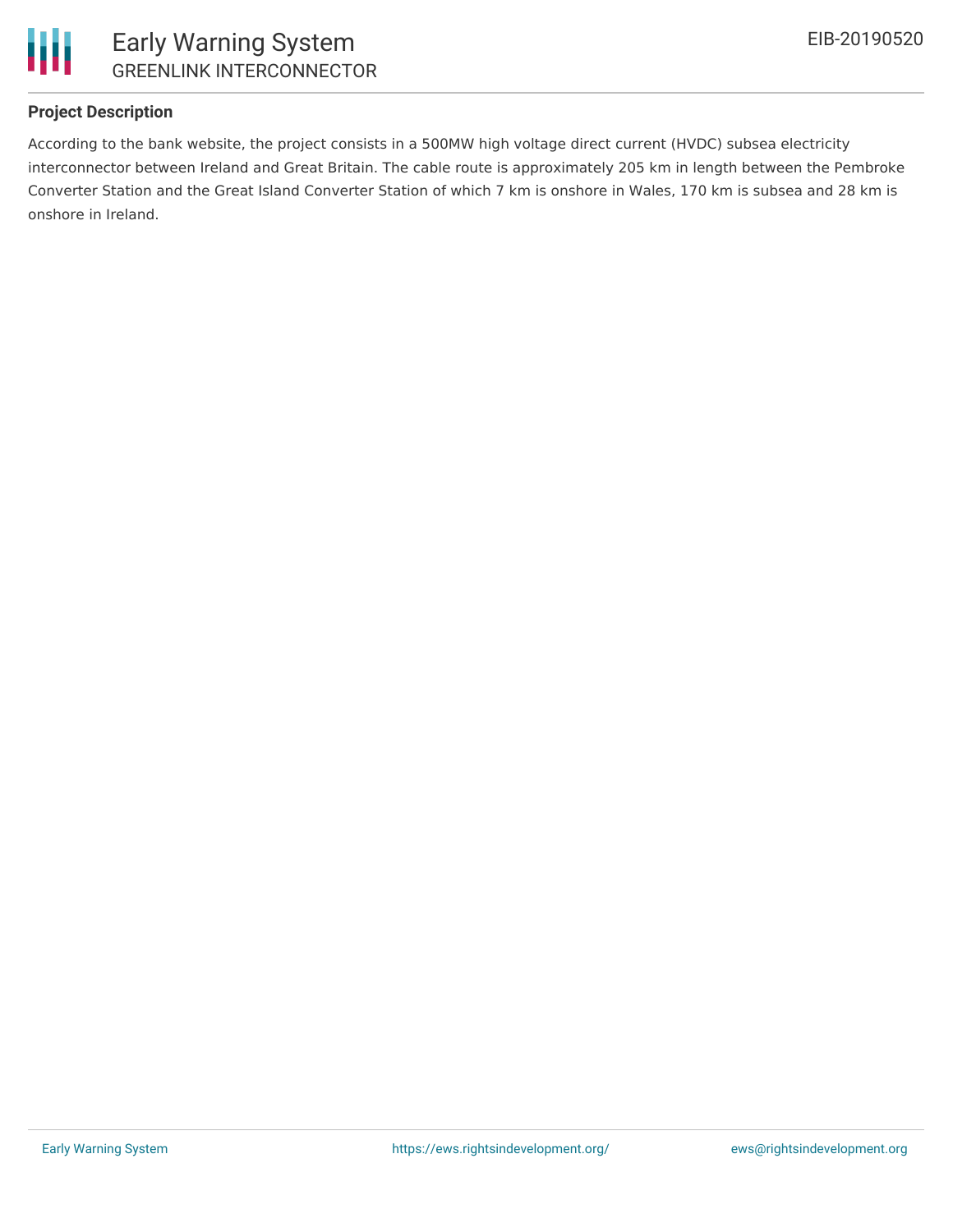## Project Description

According to the bank website, the project consists in a 500MW high voltage direct current (HVDC) subsea electricity interconnector between Ireland and Great Britain. The cable route is approximately 205 km in length between the Pembroke Converter Station and the Great Island Converter Station of which 7 km is onshore in Wales, 170 km is subsea and 28 km is onshore in Ireland.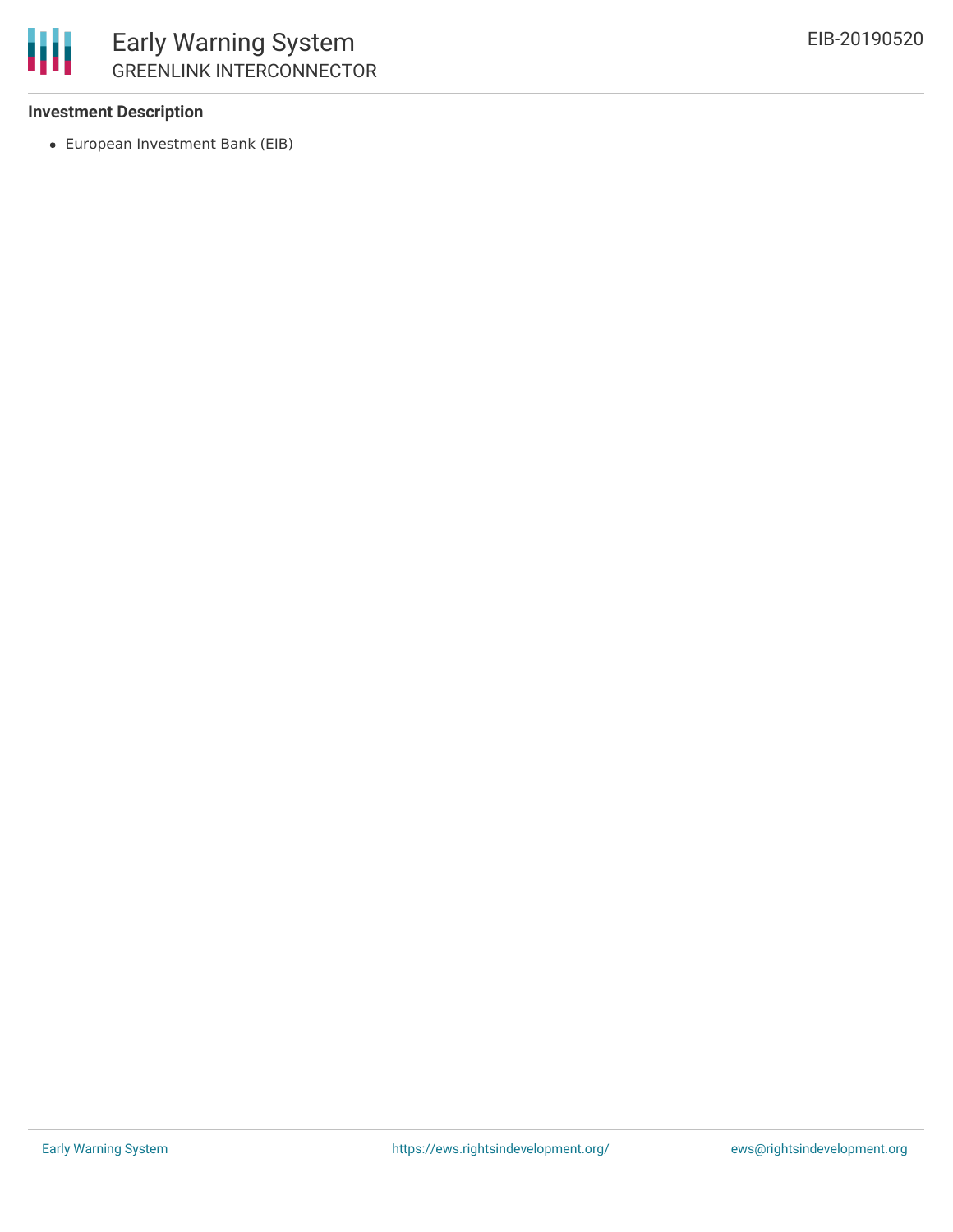**Investment Description**

- European Investment Bank (EIB)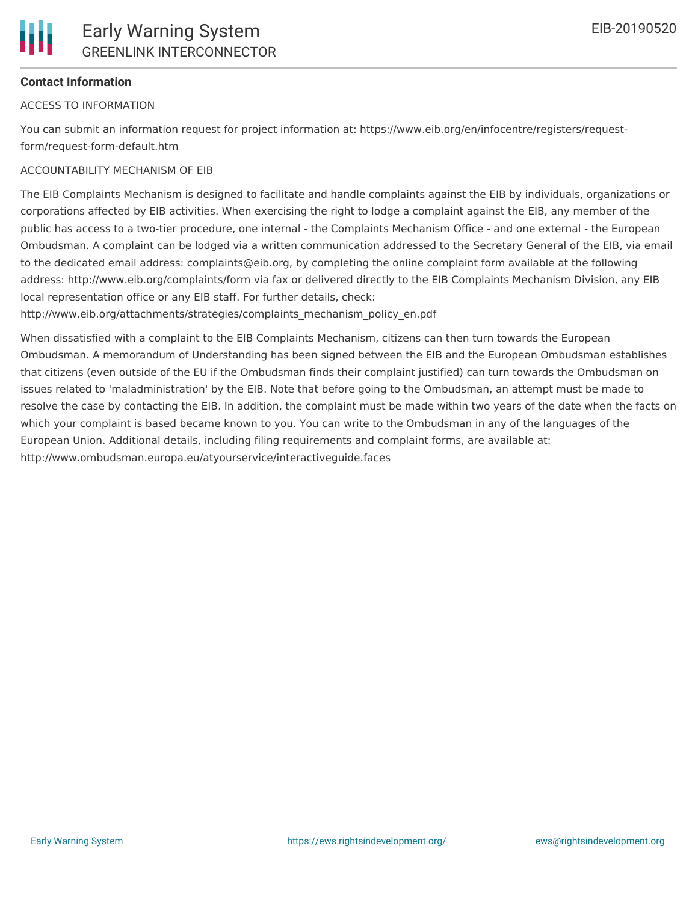## Contact Information

ACCESS TO INFORMATION

You can submit an information request for project information at: https://www.eib.org/en/infocentre/registers/request-form/request-form-default.htm

ACCOUNTABILITY MECHANISM OF EIB

The EIB Complaints Mechanism is designed to facilitate and handle complaints against the EIB by individuals, organizations or corporations affected by EIB activities. When exercising the right to lodge a complaint against the EIB, any member of the public has access to a two-tier procedure, one internal - the Complaints Mechanism Office - and one external - the European Ombudsman. A complaint can be lodged via a written communication addressed to the Secretary General of the EIB, via email to the dedicated email address: complaints@eib.org, by completing the online complaint form available at the following address: http://www.eib.org/complaints/form via fax or delivered directly to the EIB Complaints Mechanism Division, any EIB local representation office or any EIB staff. For further details, check: http://www.eib.org/attachments/strategies/complaints_mechanism_policy_en.pdf

When dissatisfied with a complaint to the EIB Complaints Mechanism, citizens can then turn towards the European Ombudsman. A memorandum of Understanding has been signed between the EIB and the European Ombudsman establishes that citizens (even outside of the EU if the Ombudsman finds their complaint justified) can turn towards the Ombudsman on issues related to 'maladministration' by the EIB. Note that before going to the Ombudsman, an attempt must be made to resolve the case by contacting the EIB. In addition, the complaint must be made within two years of the date when the facts on which your complaint is based became known to you. You can write to the Ombudsman in any of the languages of the European Union. Additional details, including filing requirements and complaint forms, are available at: http://www.ombudsman.europa.eu/atyourservice/interactiveguide.faces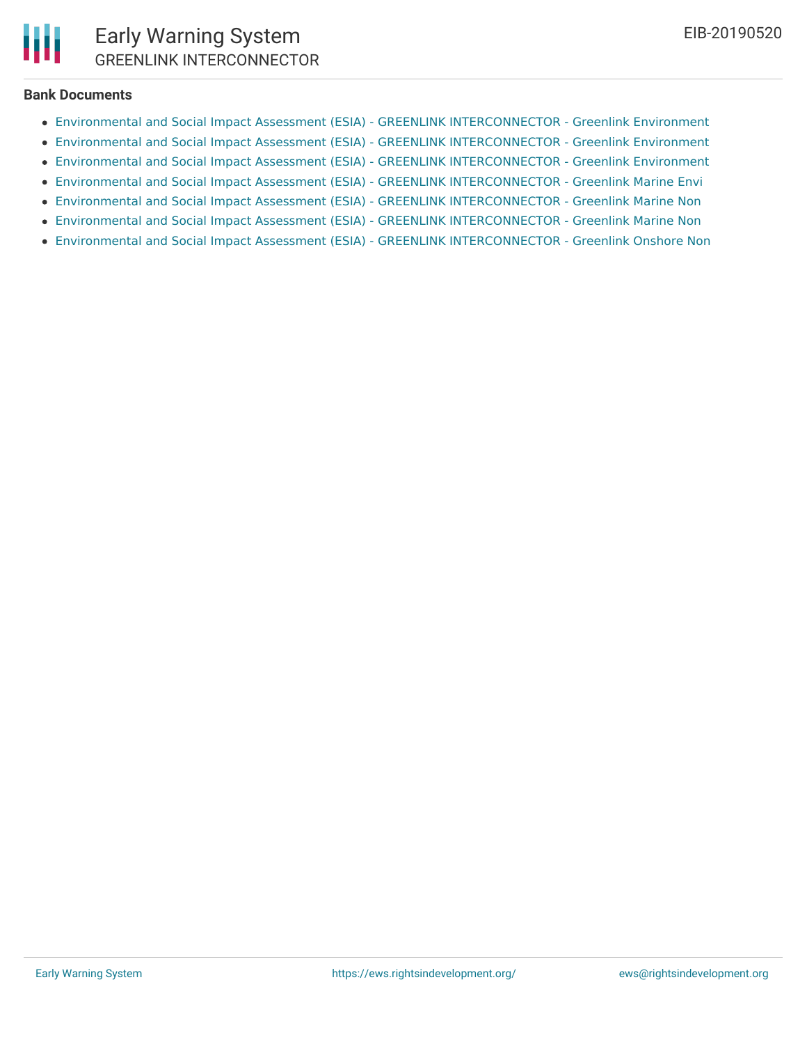**Bank Documents**

- Environmental and Social Impact Assessment (ESIA) - GREENLINK INTERCONNECTOR - Greenlink Environment
- Environmental and Social Impact Assessment (ESIA) - GREENLINK INTERCONNECTOR - Greenlink Environment
- Environmental and Social Impact Assessment (ESIA) - GREENLINK INTERCONNECTOR - Greenlink Environment
- Environmental and Social Impact Assessment (ESIA) - GREENLINK INTERCONNECTOR - Greenlink Marine Envi
- Environmental and Social Impact Assessment (ESIA) - GREENLINK INTERCONNECTOR - Greenlink Marine Non
- Environmental and Social Impact Assessment (ESIA) - GREENLINK INTERCONNECTOR - Greenlink Marine Non
- Environmental and Social Impact Assessment (ESIA) - GREENLINK INTERCONNECTOR - Greenlink Onshore Non